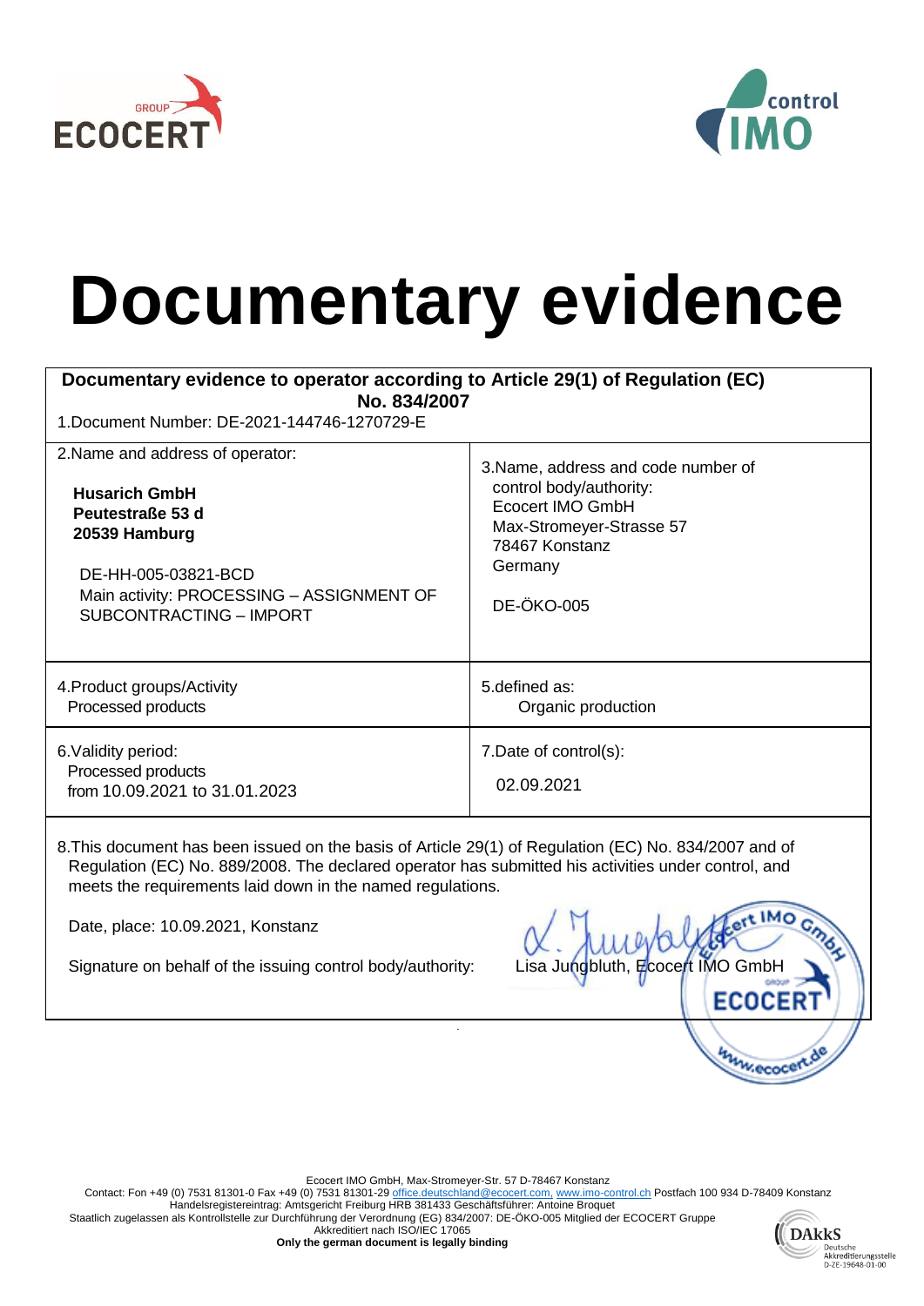# Documentary evidence

| **Documentary evidence to operator according to Article 29(1) of Regulation (EC) No. 834/2007**<br>1.Document Number: DE-2021-144746-1270729-E | |
|---|---|
| 2.Name and address of operator:<br><br>**Husarich GmbH**<br>**Peutestraße 53 d**<br>**20539 Hamburg**<br><br>DE-HH-005-03821-BCD<br>Main activity: PROCESSING – ASSIGNMENT OF SUBCONTRACTING – IMPORT | 3.Name, address and code number of control body/authority:<br>Ecocert IMO GmbH<br>Max-Stromeyer-Strasse 57<br>78467 Konstanz<br>Germany<br><br>DE-ÖKO-005 |
| 4.Product groups/Activity<br>Processed products | 5.defined as:<br>Organic production |
| 6.Validity period:<br>Processed products<br>from 10.09.2021 to 31.01.2023 | 7.Date of control(s):<br><br>02.09.2021 |

8.This document has been issued on the basis of Article 29(1) of Regulation (EC) No. 834/2007 and of Regulation (EC) No. 889/2008. The declared operator has submitted his activities under control, and meets the requirements laid down in the named regulations.

Date, place: 10.09.2021, Konstanz

Signature on behalf of the issuing control body/authority: Lisa Jungbluth, Ecocert IMO GmbH

Ecocert IMO GmbH, Max-Stromeyer-Str. 57 D-78467 Konstanz
Contact: Fon +49 (0) 7531 81301-0 Fax +49 (0) 7531 81301-29 office.deutschland@ecocert.com, www.imo-control.ch Postfach 100 934 D-78409 Konstanz
Handelsregistereintrag: Amtsgericht Freiburg HRB 381433 Geschäftsführer: Antoine Broquet
Staatlich zugelassen als Kontrollstelle zur Durchführung der Verordnung (EG) 834/2007: DE-ÖKO-005 Mitglied der ECOCERT Gruppe
Akkreditiert nach ISO/IEC 17065
**Only the german document is legally binding**

DAkkS Deutsche Akkreditierungsstelle D-ZE-19648-01-00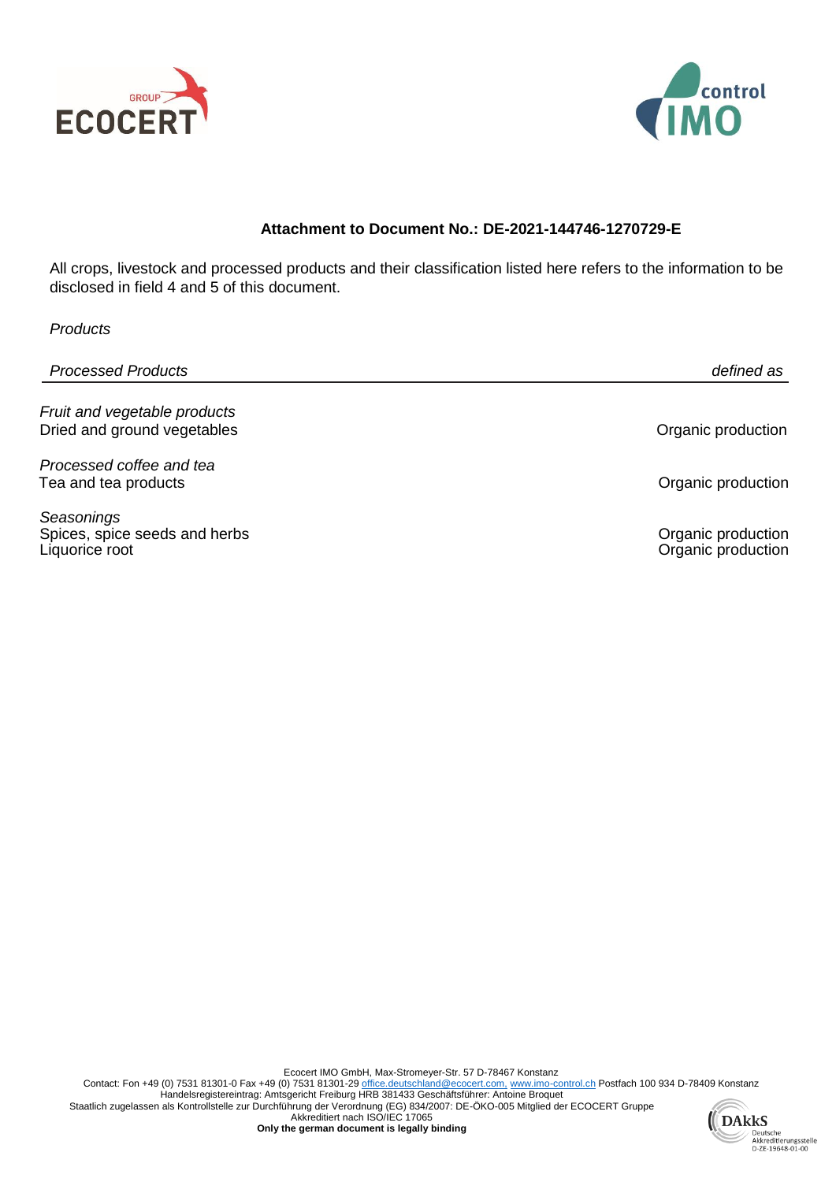**Attachment to Document No.: DE-2021-144746-1270729-E**

All crops, livestock and processed products and their classification listed here refers to the information to be disclosed in field 4 and 5 of this document.

*Products*

| *Processed Products* | *defined as* |
|---|---|
| *Fruit and vegetable products* | |
| Dried and ground vegetables | Organic production |
| *Processed coffee and tea* | |
| Tea and tea products | Organic production |
| *Seasonings* | |
| Spices, spice seeds and herbs | Organic production |
| Liquorice root | Organic production |

Ecocert IMO GmbH, Max-Stromeyer-Str. 57 D-78467 Konstanz
Contact: Fon +49 (0) 7531 81301-0 Fax +49 (0) 7531 81301-29 office.deutschland@ecocert.com, www.imo-control.ch Postfach 100 934 D-78409 Konstanz
Handelsregistereintrag: Amtsgericht Freiburg HRB 381433 Geschäftsführer: Antoine Broquet
Staatlich zugelassen als Kontrollstelle zur Durchführung der Verordnung (EG) 834/2007: DE-ÖKO-005 Mitglied der ECOCERT Gruppe
Akkreditiert nach ISO/IEC 17065
**Only the german document is legally binding**

DAkkS Deutsche Akkreditierungsstelle D-ZE-19648-01-00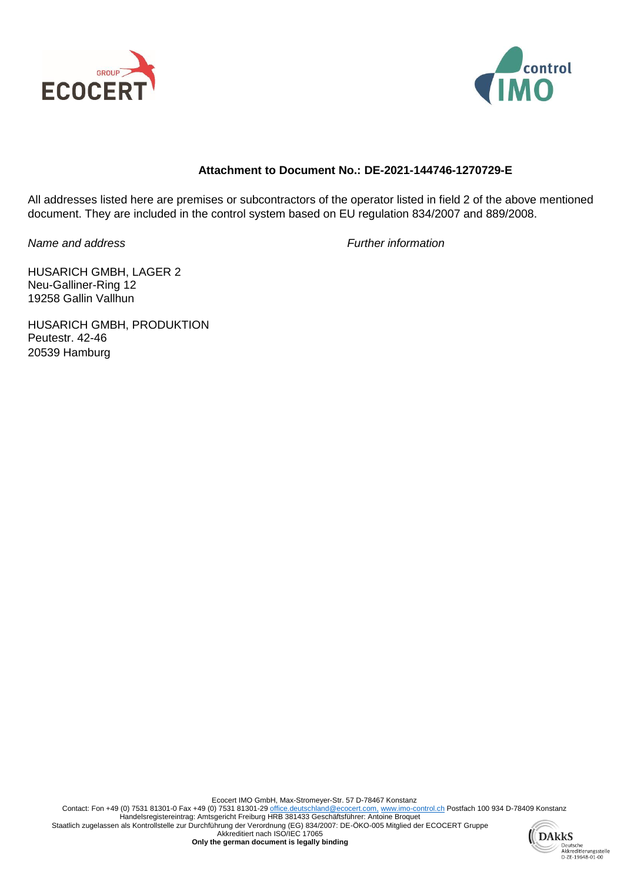**Attachment to Document No.: DE-2021-144746-1270729-E**

All addresses listed here are premises or subcontractors of the operator listed in field 2 of the above mentioned document. They are included in the control system based on EU regulation 834/2007 and 889/2008.

| *Name and address* | *Further information* |
| --- | --- |
| HUSARICH GMBH, LAGER 2<br>Neu-Galliner-Ring 12<br>19258 Gallin Vallhun | |
| HUSARICH GMBH, PRODUKTION<br>Peutestr. 42-46<br>20539 Hamburg | |

Ecocert IMO GmbH, Max-Stromeyer-Str. 57 D-78467 Konstanz
Contact: Fon +49 (0) 7531 81301-0 Fax +49 (0) 7531 81301-29 office.deutschland@ecocert.com, www.imo-control.ch Postfach 100 934 D-78409 Konstanz
Handelsregistereintrag: Amtsgericht Freiburg HRB 381433 Geschäftsführer: Antoine Broquet
Staatlich zugelassen als Kontrollstelle zur Durchführung der Verordnung (EG) 834/2007: DE-ÖKO-005 Mitglied der ECOCERT Gruppe
Akkreditiert nach ISO/IEC 17065
**Only the german document is legally binding**

DAkkS Deutsche Akkreditierungsstelle D-ZE-19648-01-00